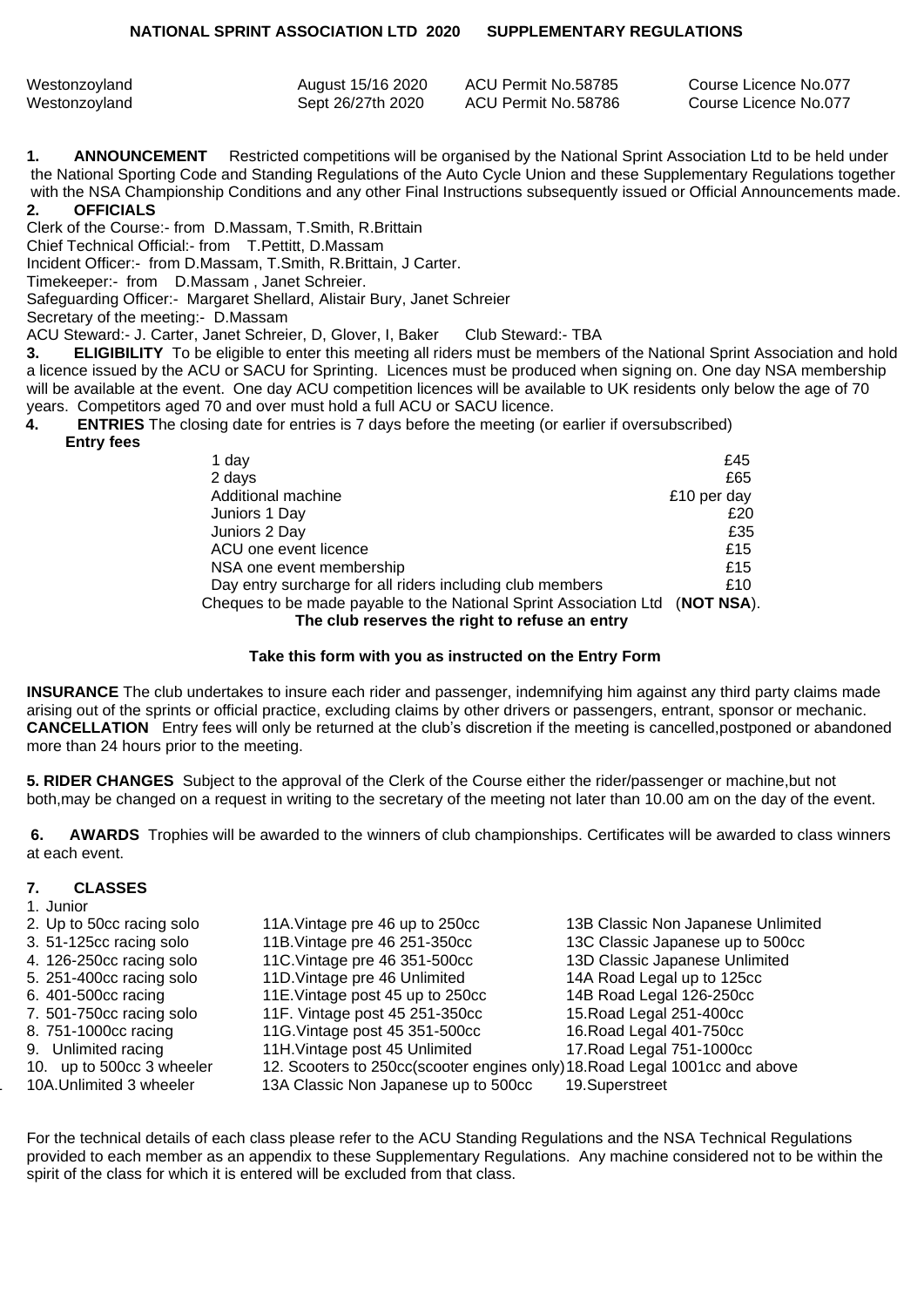# NATIONAL SPRINT ASSOCIATION LTD 2020 SUPPLEMENTARY REGULATIONS

| | | | |
|---|---|---|---|
| Westonzoyland | August 15/16 2020 | ACU Permit No.58785 | Course Licence No.077 |
| Westonzoyland | Sept 26/27th 2020 | ACU Permit No.58786 | Course Licence No.077 |

**1. ANNOUNCEMENT** Restricted competitions will be organised by the National Sprint Association Ltd to be held under the National Sporting Code and Standing Regulations of the Auto Cycle Union and these Supplementary Regulations together with the NSA Championship Conditions and any other Final Instructions subsequently issued or Official Announcements made.

**2. OFFICIALS**

Clerk of the Course:- from D.Massam, T.Smith, R.Brittain
Chief Technical Official:- from T.Pettitt, D.Massam
Incident Officer:- from D.Massam, T.Smith, R.Brittain, J Carter.
Timekeeper:- from D.Massam , Janet Schreier.
Safeguarding Officer:- Margaret Shellard, Alistair Bury, Janet Schreier
Secretary of the meeting:- D.Massam
ACU Steward:- J. Carter, Janet Schreier, D, Glover, I, Baker Club Steward:- TBA

**3. ELIGIBILITY** To be eligible to enter this meeting all riders must be members of the National Sprint Association and hold a licence issued by the ACU or SACU for Sprinting. Licences must be produced when signing on. One day NSA membership will be available at the event. One day ACU competition licences will be available to UK residents only below the age of 70 years. Competitors aged 70 and over must hold a full ACU or SACU licence.

**4. ENTRIES** The closing date for entries is 7 days before the meeting (or earlier if oversubscribed)

**Entry fees**

| | |
|---|---|
| 1 day | £45 |
| 2 days | £65 |
| Additional machine | £10 per day |
| Juniors 1 Day | £20 |
| Juniors 2 Day | £35 |
| ACU one event licence | £15 |
| NSA one event membership | £15 |
| Day entry surcharge for all riders including club members | £10 |

Cheques to be made payable to the National Sprint Association Ltd (**NOT NSA**).

**The club reserves the right to refuse an entry**

**Take this form with you as instructed on the Entry Form**

**INSURANCE** The club undertakes to insure each rider and passenger, indemnifying him against any third party claims made arising out of the sprints or official practice, excluding claims by other drivers or passengers, entrant, sponsor or mechanic.
**CANCELLATION** Entry fees will only be returned at the club's discretion if the meeting is cancelled,postponed or abandoned more than 24 hours prior to the meeting.

**5. RIDER CHANGES** Subject to the approval of the Clerk of the Course either the rider/passenger or machine,but not both,may be changed on a request in writing to the secretary of the meeting not later than 10.00 am on the day of the event.

**6. AWARDS** Trophies will be awarded to the winners of club championships. Certificates will be awarded to class winners at each event.

**7. CLASSES**

1. Junior
2. Up to 50cc racing solo
3. 51-125cc racing solo
4. 126-250cc racing solo
5. 251-400cc racing solo
6. 401-500cc racing
7. 501-750cc racing solo
8. 751-1000cc racing
9. Unlimited racing
10. up to 500cc 3 wheeler
10A.Unlimited 3 wheeler
11A.Vintage pre 46 up to 250cc
11B.Vintage pre 46 251-350cc
11C.Vintage pre 46 351-500cc
11D.Vintage pre 46 Unlimited
11E.Vintage post 45 up to 250cc
11F. Vintage post 45 251-350cc
11G.Vintage post 45 351-500cc
11H.Vintage post 45 Unlimited
12. Scooters to 250cc(scooter engines only)
13A Classic Non Japanese up to 500cc
13B Classic Non Japanese Unlimited
13C Classic Japanese up to 500cc
13D Classic Japanese Unlimited
14A Road Legal up to 125cc
14B Road Legal 126-250cc
15.Road Legal 251-400cc
16.Road Legal 401-750cc
17.Road Legal 751-1000cc
18.Road Legal 1001cc and above
19.Superstreet

For the technical details of each class please refer to the ACU Standing Regulations and the NSA Technical Regulations provided to each member as an appendix to these Supplementary Regulations. Any machine considered not to be within the spirit of the class for which it is entered will be excluded from that class.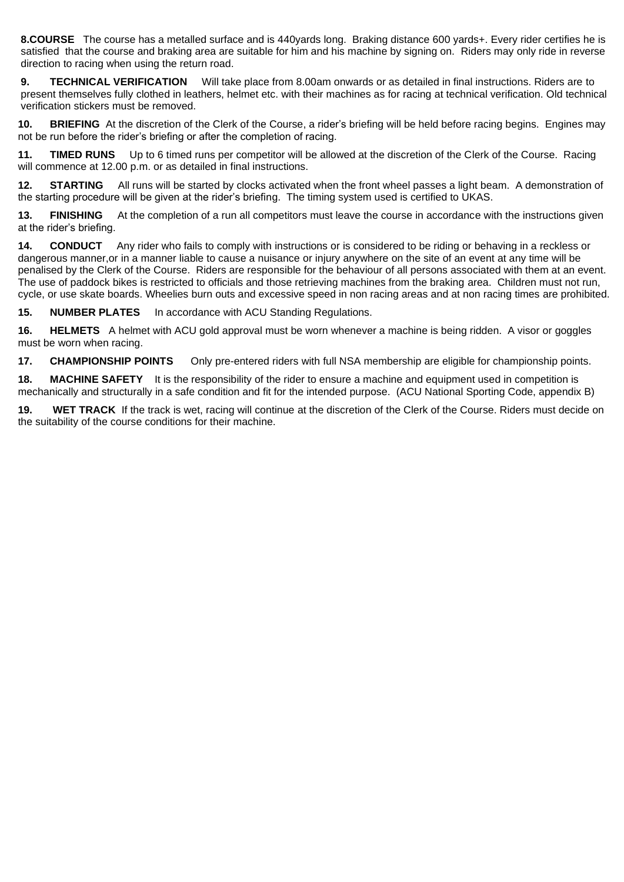**8.COURSE** The course has a metalled surface and is 440yards long. Braking distance 600 yards+. Every rider certifies he is satisfied that the course and braking area are suitable for him and his machine by signing on. Riders may only ride in reverse direction to racing when using the return road.

**9. TECHNICAL VERIFICATION** Will take place from 8.00am onwards or as detailed in final instructions. Riders are to present themselves fully clothed in leathers, helmet etc. with their machines as for racing at technical verification. Old technical verification stickers must be removed.

**10. BRIEFING** At the discretion of the Clerk of the Course, a rider's briefing will be held before racing begins. Engines may not be run before the rider's briefing or after the completion of racing.

**11. TIMED RUNS** Up to 6 timed runs per competitor will be allowed at the discretion of the Clerk of the Course. Racing will commence at 12.00 p.m. or as detailed in final instructions.

**12. STARTING** All runs will be started by clocks activated when the front wheel passes a light beam. A demonstration of the starting procedure will be given at the rider's briefing. The timing system used is certified to UKAS.

**13. FINISHING** At the completion of a run all competitors must leave the course in accordance with the instructions given at the rider's briefing.

**14. CONDUCT** Any rider who fails to comply with instructions or is considered to be riding or behaving in a reckless or dangerous manner,or in a manner liable to cause a nuisance or injury anywhere on the site of an event at any time will be penalised by the Clerk of the Course. Riders are responsible for the behaviour of all persons associated with them at an event. The use of paddock bikes is restricted to officials and those retrieving machines from the braking area. Children must not run, cycle, or use skate boards. Wheelies burn outs and excessive speed in non racing areas and at non racing times are prohibited.

**15. NUMBER PLATES** In accordance with ACU Standing Regulations.

**16. HELMETS** A helmet with ACU gold approval must be worn whenever a machine is being ridden. A visor or goggles must be worn when racing.

**17. CHAMPIONSHIP POINTS** Only pre-entered riders with full NSA membership are eligible for championship points.

**18. MACHINE SAFETY** It is the responsibility of the rider to ensure a machine and equipment used in competition is mechanically and structurally in a safe condition and fit for the intended purpose. (ACU National Sporting Code, appendix B)

**19. WET TRACK** If the track is wet, racing will continue at the discretion of the Clerk of the Course. Riders must decide on the suitability of the course conditions for their machine.